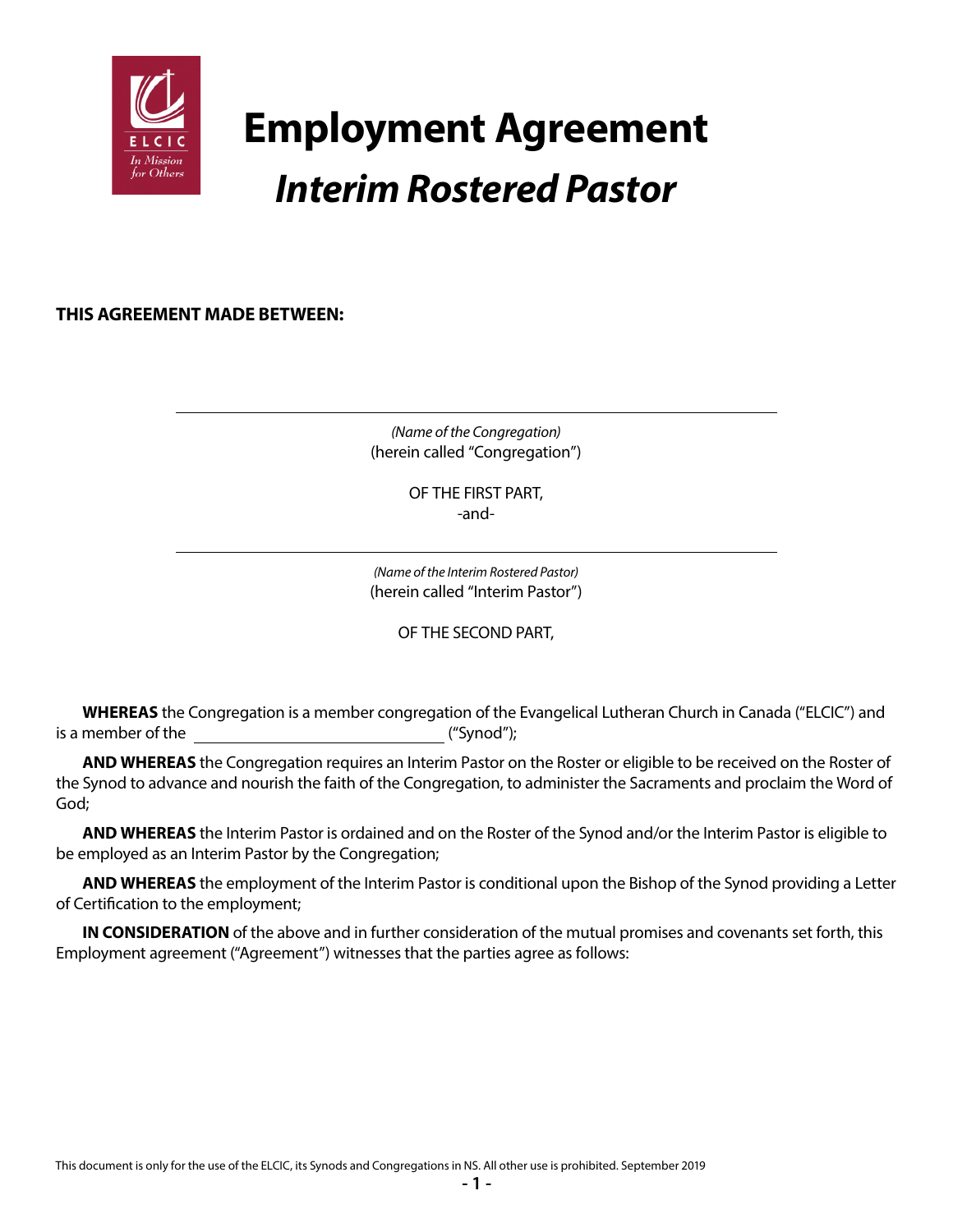# Employment Agreement

## *Interim Rostered Pastor*

**THIS AGREEMENT MADE BETWEEN:**

\_\_\_\_\_\_\_\_\_\_\_\_\_\_\_\_\_\_\_\_\_\_\_\_\_\_\_\_\_\_\_\_\_\_\_\_\_\_\_\_\_\_\_\_\_\_

*(Name of the Congregation)*
(herein called "Congregation")

OF THE FIRST PART,
-and-

\_\_\_\_\_\_\_\_\_\_\_\_\_\_\_\_\_\_\_\_\_\_\_\_\_\_\_\_\_\_\_\_\_\_\_\_\_\_\_\_\_\_\_\_\_\_

*(Name of the Interim Rostered Pastor)*
(herein called "Interim Pastor")

OF THE SECOND PART,

**WHEREAS** the Congregation is a member congregation of the Evangelical Lutheran Church in Canada ("ELCIC") and is a member of the \_\_\_\_\_\_\_\_\_\_\_\_\_\_\_\_\_\_\_\_\_\_\_\_\_\_\_\_\_\_ ("Synod");

**AND WHEREAS** the Congregation requires an Interim Pastor on the Roster or eligible to be received on the Roster of the Synod to advance and nourish the faith of the Congregation, to administer the Sacraments and proclaim the Word of God;

**AND WHEREAS** the Interim Pastor is ordained and on the Roster of the Synod and/or the Interim Pastor is eligible to be employed as an Interim Pastor by the Congregation;

**AND WHEREAS** the employment of the Interim Pastor is conditional upon the Bishop of the Synod providing a Letter of Certification to the employment;

**IN CONSIDERATION** of the above and in further consideration of the mutual promises and covenants set forth, this Employment agreement ("Agreement") witnesses that the parties agree as follows:

This document is only for the use of the ELCIC, its Synods and Congregations in NS. All other use is prohibited. September 2019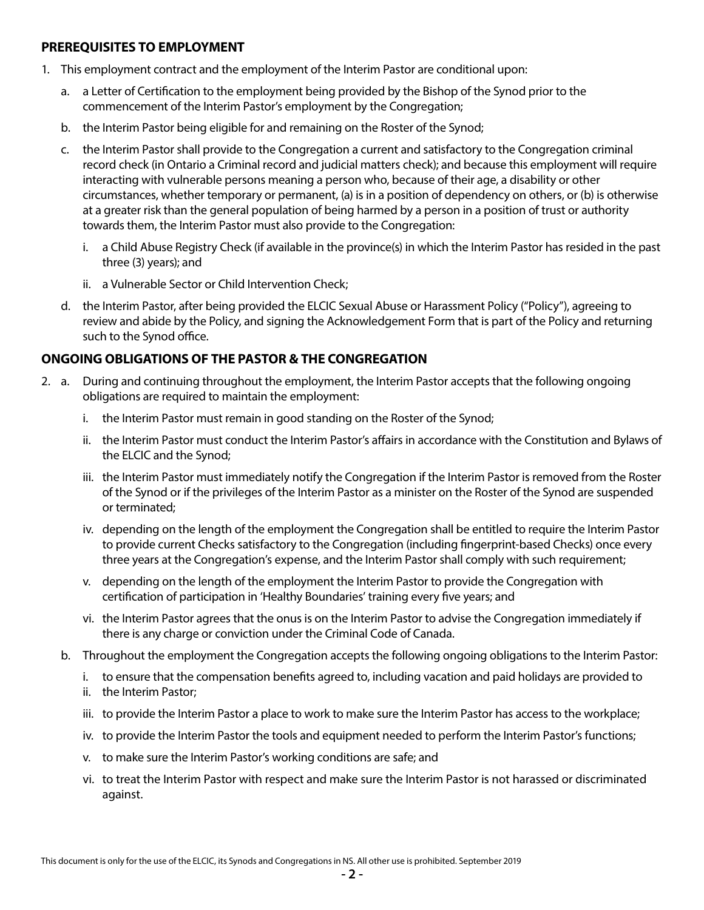## PREREQUISITES TO EMPLOYMENT

1. This employment contract and the employment of the Interim Pastor are conditional upon:
   a. a Letter of Certification to the employment being provided by the Bishop of the Synod prior to the commencement of the Interim Pastor's employment by the Congregation;
   b. the Interim Pastor being eligible for and remaining on the Roster of the Synod;
   c. the Interim Pastor shall provide to the Congregation a current and satisfactory to the Congregation criminal record check (in Ontario a Criminal record and judicial matters check); and because this employment will require interacting with vulnerable persons meaning a person who, because of their age, a disability or other circumstances, whether temporary or permanent, (a) is in a position of dependency on others, or (b) is otherwise at a greater risk than the general population of being harmed by a person in a position of trust or authority towards them, the Interim Pastor must also provide to the Congregation:
      i. a Child Abuse Registry Check (if available in the province(s) in which the Interim Pastor has resided in the past three (3) years); and
      ii. a Vulnerable Sector or Child Intervention Check;
   d. the Interim Pastor, after being provided the ELCIC Sexual Abuse or Harassment Policy ("Policy"), agreeing to review and abide by the Policy, and signing the Acknowledgement Form that is part of the Policy and returning such to the Synod office.

## ONGOING OBLIGATIONS OF THE PASTOR & THE CONGREGATION

2. a. During and continuing throughout the employment, the Interim Pastor accepts that the following ongoing obligations are required to maintain the employment:
      i. the Interim Pastor must remain in good standing on the Roster of the Synod;
      ii. the Interim Pastor must conduct the Interim Pastor's affairs in accordance with the Constitution and Bylaws of the ELCIC and the Synod;
      iii. the Interim Pastor must immediately notify the Congregation if the Interim Pastor is removed from the Roster of the Synod or if the privileges of the Interim Pastor as a minister on the Roster of the Synod are suspended or terminated;
      iv. depending on the length of the employment the Congregation shall be entitled to require the Interim Pastor to provide current Checks satisfactory to the Congregation (including fingerprint-based Checks) once every three years at the Congregation's expense, and the Interim Pastor shall comply with such requirement;
      v. depending on the length of the employment the Interim Pastor to provide the Congregation with certification of participation in 'Healthy Boundaries' training every five years; and
      vi. the Interim Pastor agrees that the onus is on the Interim Pastor to advise the Congregation immediately if there is any charge or conviction under the Criminal Code of Canada.

   b. Throughout the employment the Congregation accepts the following ongoing obligations to the Interim Pastor:
      i. to ensure that the compensation benefits agreed to, including vacation and paid holidays are provided to
      ii. the Interim Pastor;
      iii. to provide the Interim Pastor a place to work to make sure the Interim Pastor has access to the workplace;
      iv. to provide the Interim Pastor the tools and equipment needed to perform the Interim Pastor's functions;
      v. to make sure the Interim Pastor's working conditions are safe; and
      vi. to treat the Interim Pastor with respect and make sure the Interim Pastor is not harassed or discriminated against.

This document is only for the use of the ELCIC, its Synods and Congregations in NS. All other use is prohibited. September 2019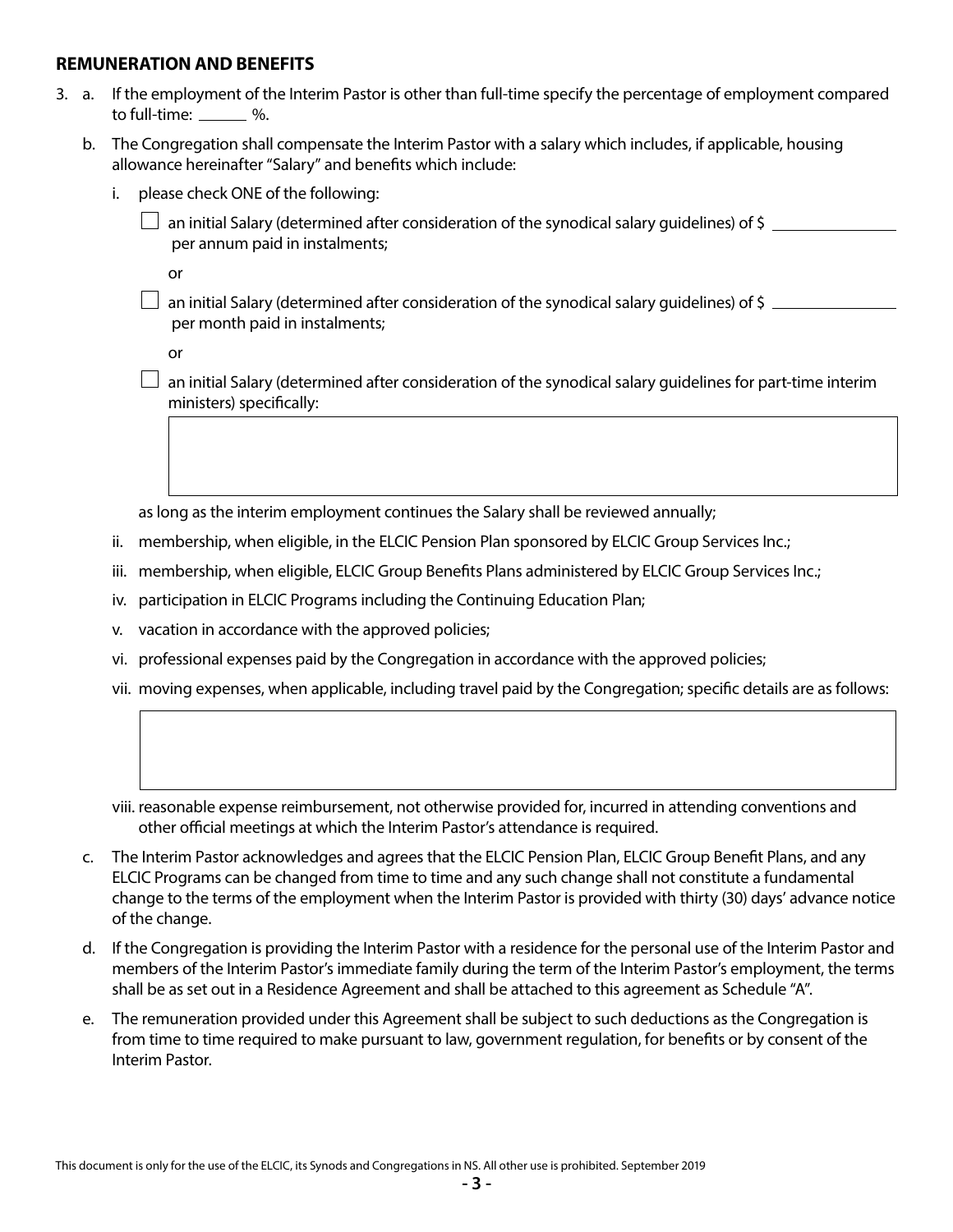## REMUNERATION AND BENEFITS

3. a. If the employment of the Interim Pastor is other than full-time specify the percentage of employment compared to full-time: ______ %.

   b. The Congregation shall compensate the Interim Pastor with a salary which includes, if applicable, housing allowance hereinafter "Salary" and benefits which include:

      i. please check ONE of the following:

         ☐ an initial Salary (determined after consideration of the synodical salary guidelines) of $ ______________ per annum paid in instalments;

         or

         ☐ an initial Salary (determined after consideration of the synodical salary guidelines) of $ ______________ per month paid in instalments;

         or

         ☐ an initial Salary (determined after consideration of the synodical salary guidelines for part-time interim ministers) specifically:

         ______________________________

         as long as the interim employment continues the Salary shall be reviewed annually;

      ii. membership, when eligible, in the ELCIC Pension Plan sponsored by ELCIC Group Services Inc.;

      iii. membership, when eligible, ELCIC Group Benefits Plans administered by ELCIC Group Services Inc.;

      iv. participation in ELCIC Programs including the Continuing Education Plan;

      v. vacation in accordance with the approved policies;

      vi. professional expenses paid by the Congregation in accordance with the approved policies;

      vii. moving expenses, when applicable, including travel paid by the Congregation; specific details are as follows:

         ______________________________

      viii. reasonable expense reimbursement, not otherwise provided for, incurred in attending conventions and other official meetings at which the Interim Pastor's attendance is required.

   c. The Interim Pastor acknowledges and agrees that the ELCIC Pension Plan, ELCIC Group Benefit Plans, and any ELCIC Programs can be changed from time to time and any such change shall not constitute a fundamental change to the terms of the employment when the Interim Pastor is provided with thirty (30) days' advance notice of the change.

   d. If the Congregation is providing the Interim Pastor with a residence for the personal use of the Interim Pastor and members of the Interim Pastor's immediate family during the term of the Interim Pastor's employment, the terms shall be as set out in a Residence Agreement and shall be attached to this agreement as Schedule "A".

   e. The remuneration provided under this Agreement shall be subject to such deductions as the Congregation is from time to time required to make pursuant to law, government regulation, for benefits or by consent of the Interim Pastor.

This document is only for the use of the ELCIC, its Synods and Congregations in NS. All other use is prohibited. September 2019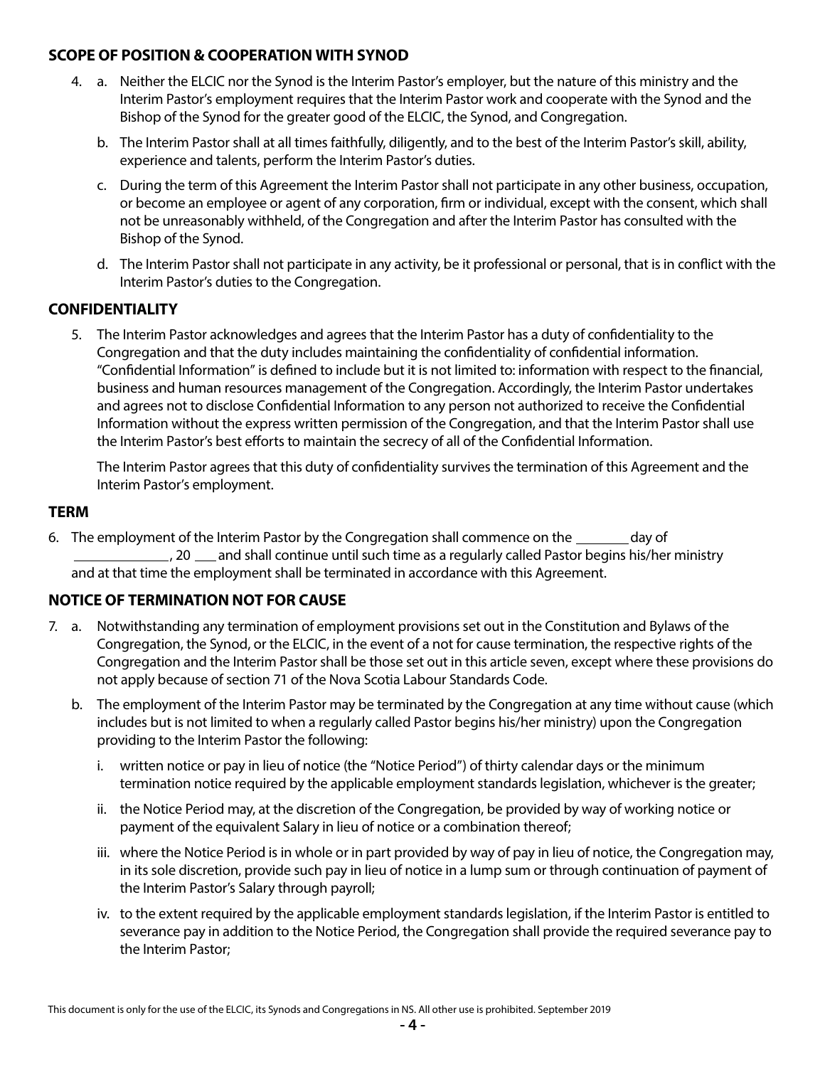## SCOPE OF POSITION & COOPERATION WITH SYNOD

4. a. Neither the ELCIC nor the Synod is the Interim Pastor's employer, but the nature of this ministry and the Interim Pastor's employment requires that the Interim Pastor work and cooperate with the Synod and the Bishop of the Synod for the greater good of the ELCIC, the Synod, and Congregation.

   b. The Interim Pastor shall at all times faithfully, diligently, and to the best of the Interim Pastor's skill, ability, experience and talents, perform the Interim Pastor's duties.

   c. During the term of this Agreement the Interim Pastor shall not participate in any other business, occupation, or become an employee or agent of any corporation, firm or individual, except with the consent, which shall not be unreasonably withheld, of the Congregation and after the Interim Pastor has consulted with the Bishop of the Synod.

   d. The Interim Pastor shall not participate in any activity, be it professional or personal, that is in conflict with the Interim Pastor's duties to the Congregation.

## CONFIDENTIALITY

5. The Interim Pastor acknowledges and agrees that the Interim Pastor has a duty of confidentiality to the Congregation and that the duty includes maintaining the confidentiality of confidential information. "Confidential Information" is defined to include but it is not limited to: information with respect to the financial, business and human resources management of the Congregation. Accordingly, the Interim Pastor undertakes and agrees not to disclose Confidential Information to any person not authorized to receive the Confidential Information without the express written permission of the Congregation, and that the Interim Pastor shall use the Interim Pastor's best efforts to maintain the secrecy of all of the Confidential Information.

   The Interim Pastor agrees that this duty of confidentiality survives the termination of this Agreement and the Interim Pastor's employment.

## TERM

6. The employment of the Interim Pastor by the Congregation shall commence on the ________ day of ______________, 20 ___ and shall continue until such time as a regularly called Pastor begins his/her ministry and at that time the employment shall be terminated in accordance with this Agreement.

## NOTICE OF TERMINATION NOT FOR CAUSE

7. a. Notwithstanding any termination of employment provisions set out in the Constitution and Bylaws of the Congregation, the Synod, or the ELCIC, in the event of a not for cause termination, the respective rights of the Congregation and the Interim Pastor shall be those set out in this article seven, except where these provisions do not apply because of section 71 of the Nova Scotia Labour Standards Code.

   b. The employment of the Interim Pastor may be terminated by the Congregation at any time without cause (which includes but is not limited to when a regularly called Pastor begins his/her ministry) upon the Congregation providing to the Interim Pastor the following:

      i. written notice or pay in lieu of notice (the "Notice Period") of thirty calendar days or the minimum termination notice required by the applicable employment standards legislation, whichever is the greater;

      ii. the Notice Period may, at the discretion of the Congregation, be provided by way of working notice or payment of the equivalent Salary in lieu of notice or a combination thereof;

      iii. where the Notice Period is in whole or in part provided by way of pay in lieu of notice, the Congregation may, in its sole discretion, provide such pay in lieu of notice in a lump sum or through continuation of payment of the Interim Pastor's Salary through payroll;

      iv. to the extent required by the applicable employment standards legislation, if the Interim Pastor is entitled to severance pay in addition to the Notice Period, the Congregation shall provide the required severance pay to the Interim Pastor;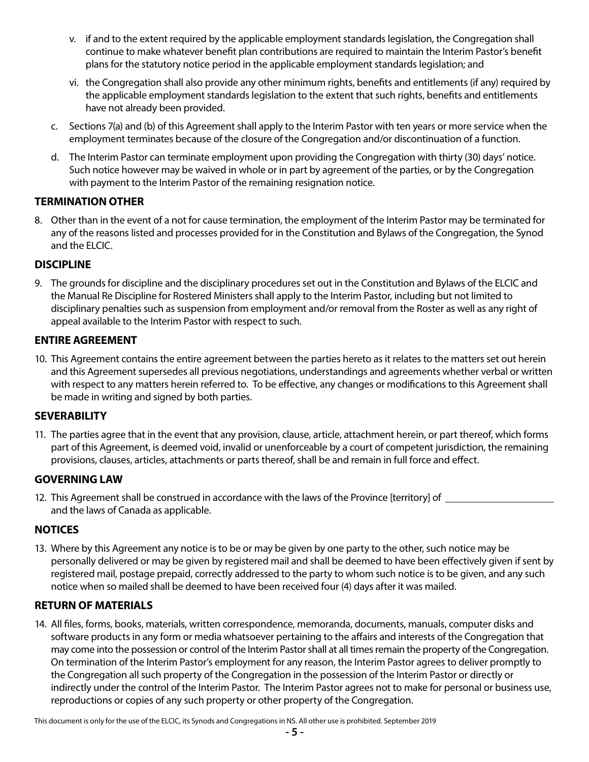v. if and to the extent required by the applicable employment standards legislation, the Congregation shall continue to make whatever benefit plan contributions are required to maintain the Interim Pastor's benefit plans for the statutory notice period in the applicable employment standards legislation; and

vi. the Congregation shall also provide any other minimum rights, benefits and entitlements (if any) required by the applicable employment standards legislation to the extent that such rights, benefits and entitlements have not already been provided.

c. Sections 7(a) and (b) of this Agreement shall apply to the Interim Pastor with ten years or more service when the employment terminates because of the closure of the Congregation and/or discontinuation of a function.

d. The Interim Pastor can terminate employment upon providing the Congregation with thirty (30) days' notice. Such notice however may be waived in whole or in part by agreement of the parties, or by the Congregation with payment to the Interim Pastor of the remaining resignation notice.

### TERMINATION OTHER

8. Other than in the event of a not for cause termination, the employment of the Interim Pastor may be terminated for any of the reasons listed and processes provided for in the Constitution and Bylaws of the Congregation, the Synod and the ELCIC.

### DISCIPLINE

9. The grounds for discipline and the disciplinary procedures set out in the Constitution and Bylaws of the ELCIC and the Manual Re Discipline for Rostered Ministers shall apply to the Interim Pastor, including but not limited to disciplinary penalties such as suspension from employment and/or removal from the Roster as well as any right of appeal available to the Interim Pastor with respect to such.

### ENTIRE AGREEMENT

10. This Agreement contains the entire agreement between the parties hereto as it relates to the matters set out herein and this Agreement supersedes all previous negotiations, understandings and agreements whether verbal or written with respect to any matters herein referred to. To be effective, any changes or modifications to this Agreement shall be made in writing and signed by both parties.

### SEVERABILITY

11. The parties agree that in the event that any provision, clause, article, attachment herein, or part thereof, which forms part of this Agreement, is deemed void, invalid or unenforceable by a court of competent jurisdiction, the remaining provisions, clauses, articles, attachments or parts thereof, shall be and remain in full force and effect.

### GOVERNING LAW

12. This Agreement shall be construed in accordance with the laws of the Province [territory] of \_\_\_\_\_\_\_\_\_\_\_\_\_\_\_\_\_\_\_\_ and the laws of Canada as applicable.

### NOTICES

13. Where by this Agreement any notice is to be or may be given by one party to the other, such notice may be personally delivered or may be given by registered mail and shall be deemed to have been effectively given if sent by registered mail, postage prepaid, correctly addressed to the party to whom such notice is to be given, and any such notice when so mailed shall be deemed to have been received four (4) days after it was mailed.

### RETURN OF MATERIALS

14. All files, forms, books, materials, written correspondence, memoranda, documents, manuals, computer disks and software products in any form or media whatsoever pertaining to the affairs and interests of the Congregation that may come into the possession or control of the Interim Pastor shall at all times remain the property of the Congregation. On termination of the Interim Pastor's employment for any reason, the Interim Pastor agrees to deliver promptly to the Congregation all such property of the Congregation in the possession of the Interim Pastor or directly or indirectly under the control of the Interim Pastor. The Interim Pastor agrees not to make for personal or business use, reproductions or copies of any such property or other property of the Congregation.

This document is only for the use of the ELCIC, its Synods and Congregations in NS. All other use is prohibited. September 2019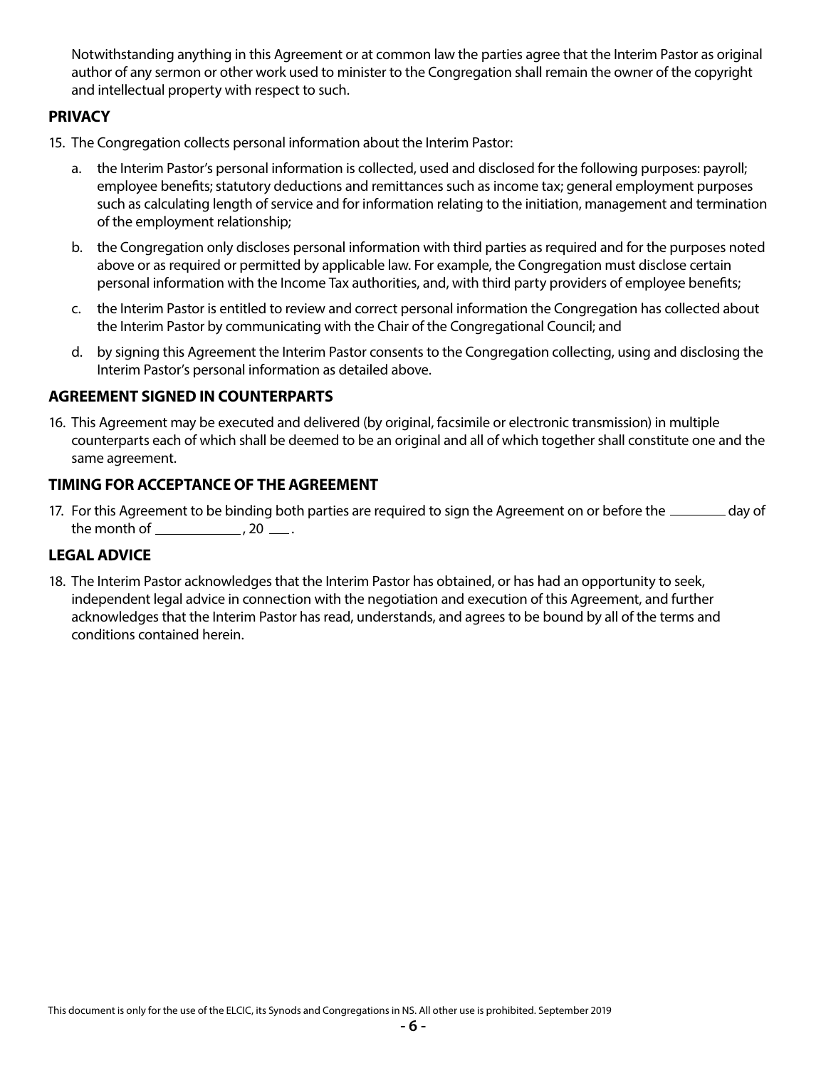Notwithstanding anything in this Agreement or at common law the parties agree that the Interim Pastor as original author of any sermon or other work used to minister to the Congregation shall remain the owner of the copyright and intellectual property with respect to such.

## PRIVACY

15. The Congregation collects personal information about the Interim Pastor:

   a. the Interim Pastor's personal information is collected, used and disclosed for the following purposes: payroll; employee benefits; statutory deductions and remittances such as income tax; general employment purposes such as calculating length of service and for information relating to the initiation, management and termination of the employment relationship;

   b. the Congregation only discloses personal information with third parties as required and for the purposes noted above or as required or permitted by applicable law. For example, the Congregation must disclose certain personal information with the Income Tax authorities, and, with third party providers of employee benefits;

   c. the Interim Pastor is entitled to review and correct personal information the Congregation has collected about the Interim Pastor by communicating with the Chair of the Congregational Council; and

   d. by signing this Agreement the Interim Pastor consents to the Congregation collecting, using and disclosing the Interim Pastor's personal information as detailed above.

## AGREEMENT SIGNED IN COUNTERPARTS

16. This Agreement may be executed and delivered (by original, facsimile or electronic transmission) in multiple counterparts each of which shall be deemed to be an original and all of which together shall constitute one and the same agreement.

## TIMING FOR ACCEPTANCE OF THE AGREEMENT

17. For this Agreement to be binding both parties are required to sign the Agreement on or before the ________ day of the month of ____________ , 20 ___ .

## LEGAL ADVICE

18. The Interim Pastor acknowledges that the Interim Pastor has obtained, or has had an opportunity to seek, independent legal advice in connection with the negotiation and execution of this Agreement, and further acknowledges that the Interim Pastor has read, understands, and agrees to be bound by all of the terms and conditions contained herein.

This document is only for the use of the ELCIC, its Synods and Congregations in NS. All other use is prohibited. September 2019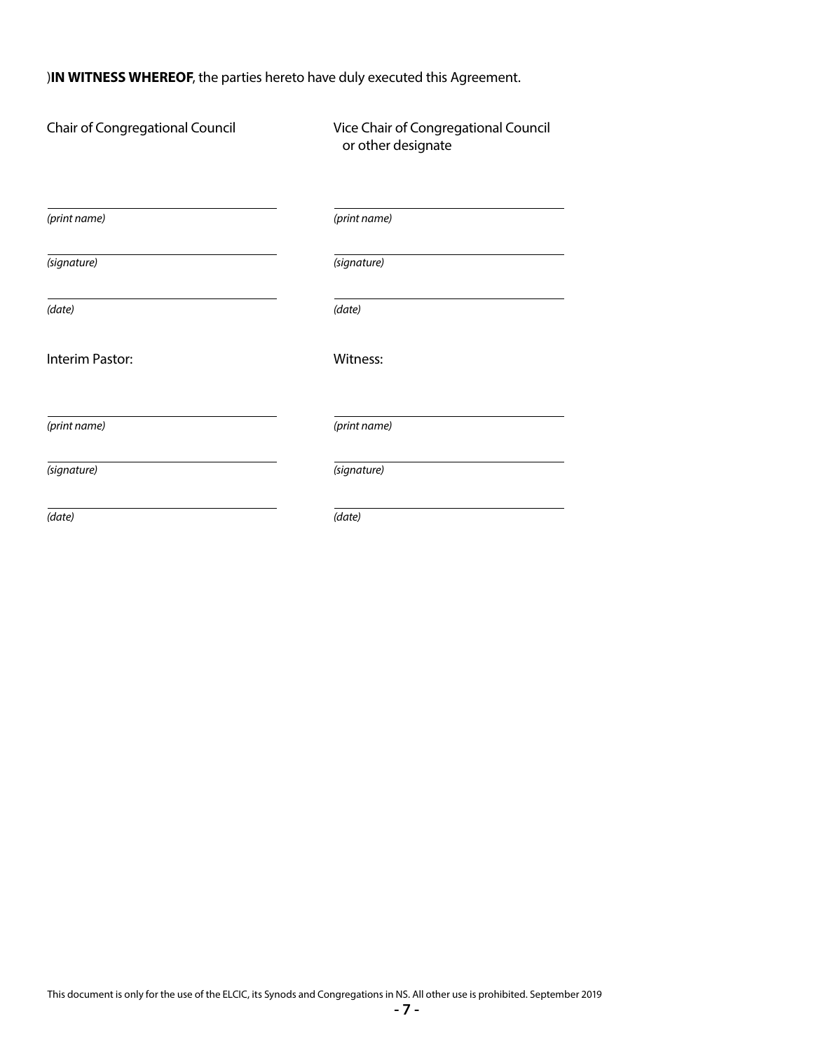)**IN WITNESS WHEREOF**, the parties hereto have duly executed this Agreement.

Chair of Congregational Council

______________________________
*(print name)*

______________________________
*(signature)*

______________________________
*(date)*

Vice Chair of Congregational Council
or other designate

______________________________
*(print name)*

______________________________
*(signature)*

______________________________
*(date)*

Interim Pastor:

______________________________
*(print name)*

______________________________
*(signature)*

______________________________
*(date)*

Witness:

______________________________
*(print name)*

______________________________
*(signature)*

______________________________
*(date)*

This document is only for the use of the ELCIC, its Synods and Congregations in NS. All other use is prohibited. September 2019